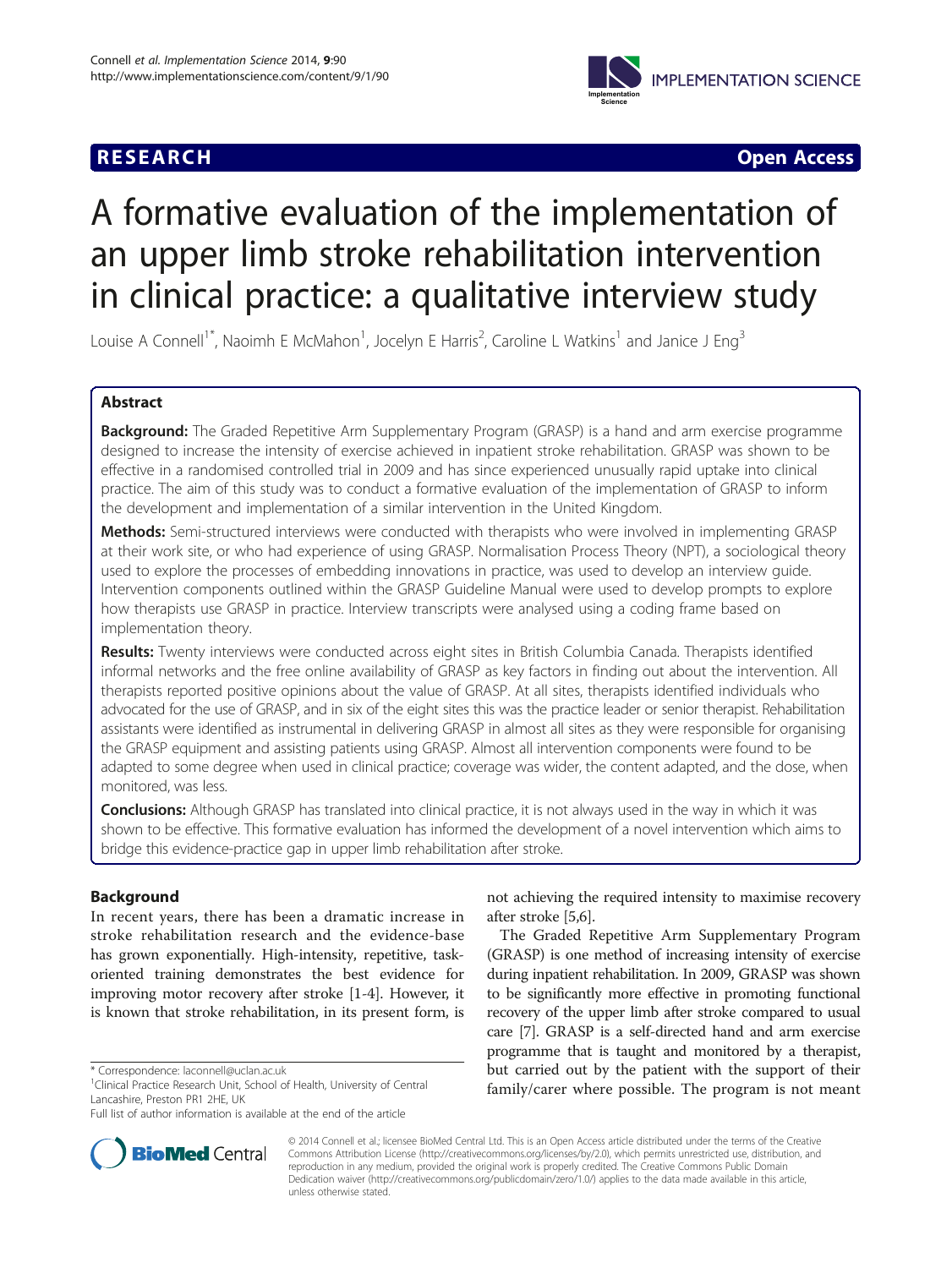**RESEARCH** **Open Access**

# A formative evaluation of the implementation of an upper limb stroke rehabilitation intervention in clinical practice: a qualitative interview study

Louise A Connell[1*], Naoimh E McMahon[1], Jocelyn E Harris[2], Caroline L Watkins[1] and Janice J Eng[3]

## Abstract

**Background:** The Graded Repetitive Arm Supplementary Program (GRASP) is a hand and arm exercise programme designed to increase the intensity of exercise achieved in inpatient stroke rehabilitation. GRASP was shown to be effective in a randomised controlled trial in 2009 and has since experienced unusually rapid uptake into clinical practice. The aim of this study was to conduct a formative evaluation of the implementation of GRASP to inform the development and implementation of a similar intervention in the United Kingdom.

**Methods:** Semi-structured interviews were conducted with therapists who were involved in implementing GRASP at their work site, or who had experience of using GRASP. Normalisation Process Theory (NPT), a sociological theory used to explore the processes of embedding innovations in practice, was used to develop an interview guide. Intervention components outlined within the GRASP Guideline Manual were used to develop prompts to explore how therapists use GRASP in practice. Interview transcripts were analysed using a coding frame based on implementation theory.

**Results:** Twenty interviews were conducted across eight sites in British Columbia Canada. Therapists identified informal networks and the free online availability of GRASP as key factors in finding out about the intervention. All therapists reported positive opinions about the value of GRASP. At all sites, therapists identified individuals who advocated for the use of GRASP, and in six of the eight sites this was the practice leader or senior therapist. Rehabilitation assistants were identified as instrumental in delivering GRASP in almost all sites as they were responsible for organising the GRASP equipment and assisting patients using GRASP. Almost all intervention components were found to be adapted to some degree when used in clinical practice; coverage was wider, the content adapted, and the dose, when monitored, was less.

**Conclusions:** Although GRASP has translated into clinical practice, it is not always used in the way in which it was shown to be effective. This formative evaluation has informed the development of a novel intervention which aims to bridge this evidence-practice gap in upper limb rehabilitation after stroke.

## Background

In recent years, there has been a dramatic increase in stroke rehabilitation research and the evidence-base has grown exponentially. High-intensity, repetitive, task-oriented training demonstrates the best evidence for improving motor recovery after stroke [1-4]. However, it is known that stroke rehabilitation, in its present form, is not achieving the required intensity to maximise recovery after stroke [5,6].

The Graded Repetitive Arm Supplementary Program (GRASP) is one method of increasing intensity of exercise during inpatient rehabilitation. In 2009, GRASP was shown to be significantly more effective in promoting functional recovery of the upper limb after stroke compared to usual care [7]. GRASP is a self-directed hand and arm exercise programme that is taught and monitored by a therapist, but carried out by the patient with the support of their family/carer where possible. The program is not meant

\* Correspondence: laconnell@uclan.ac.uk
[1]Clinical Practice Research Unit, School of Health, University of Central Lancashire, Preston PR1 2HE, UK
Full list of author information is available at the end of the article

© 2014 Connell et al.; licensee BioMed Central Ltd. This is an Open Access article distributed under the terms of the Creative Commons Attribution License (http://creativecommons.org/licenses/by/2.0), which permits unrestricted use, distribution, and reproduction in any medium, provided the original work is properly credited. The Creative Commons Public Domain Dedication waiver (http://creativecommons.org/publicdomain/zero/1.0/) applies to the data made available in this article, unless otherwise stated.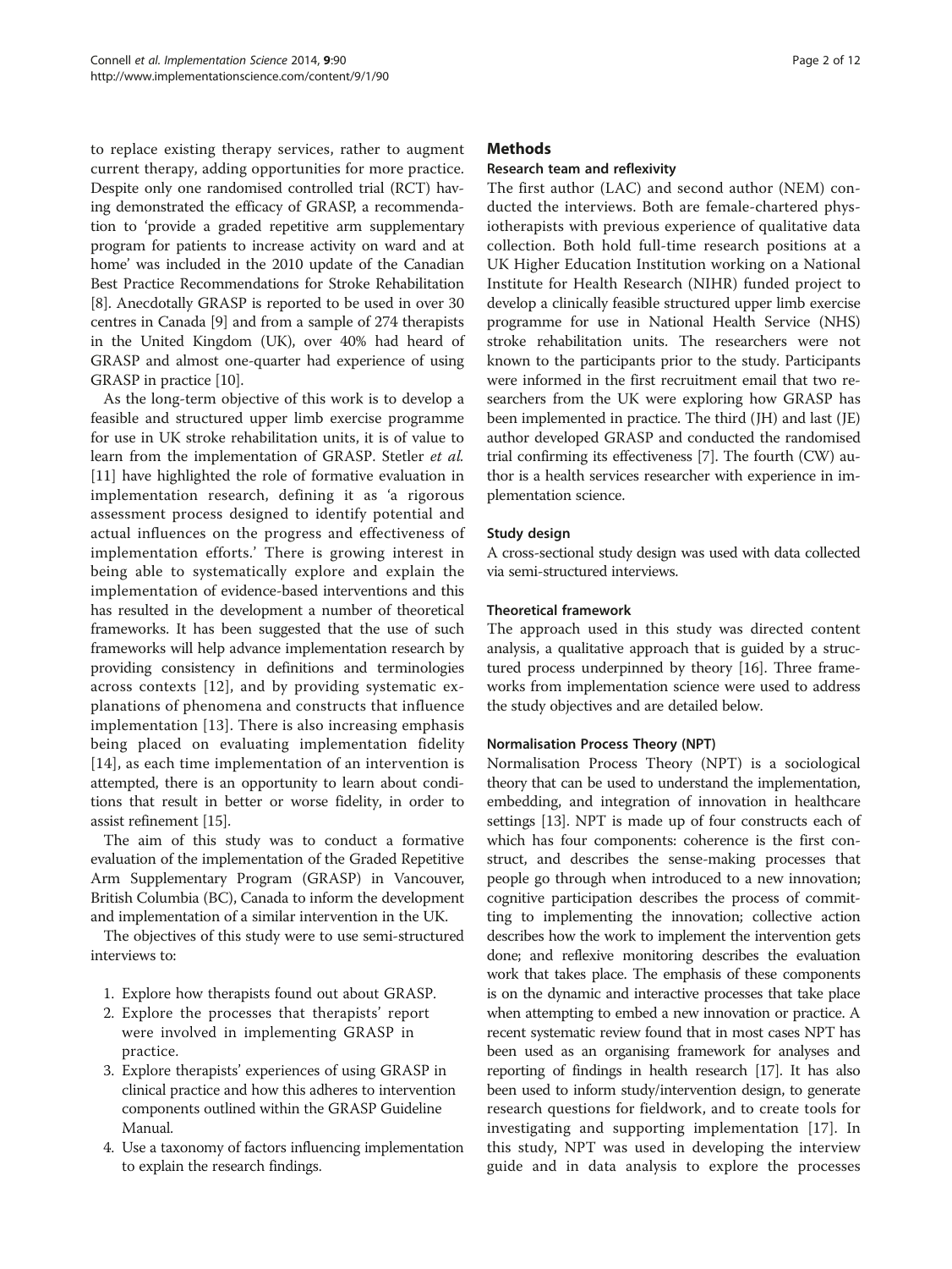to replace existing therapy services, rather to augment current therapy, adding opportunities for more practice. Despite only one randomised controlled trial (RCT) having demonstrated the efficacy of GRASP, a recommendation to 'provide a graded repetitive arm supplementary program for patients to increase activity on ward and at home' was included in the 2010 update of the Canadian Best Practice Recommendations for Stroke Rehabilitation [8]. Anecdotally GRASP is reported to be used in over 30 centres in Canada [9] and from a sample of 274 therapists in the United Kingdom (UK), over 40% had heard of GRASP and almost one-quarter had experience of using GRASP in practice [10].

As the long-term objective of this work is to develop a feasible and structured upper limb exercise programme for use in UK stroke rehabilitation units, it is of value to learn from the implementation of GRASP. Stetler *et al.* [11] have highlighted the role of formative evaluation in implementation research, defining it as 'a rigorous assessment process designed to identify potential and actual influences on the progress and effectiveness of implementation efforts.' There is growing interest in being able to systematically explore and explain the implementation of evidence-based interventions and this has resulted in the development a number of theoretical frameworks. It has been suggested that the use of such frameworks will help advance implementation research by providing consistency in definitions and terminologies across contexts [12], and by providing systematic explanations of phenomena and constructs that influence implementation [13]. There is also increasing emphasis being placed on evaluating implementation fidelity [14], as each time implementation of an intervention is attempted, there is an opportunity to learn about conditions that result in better or worse fidelity, in order to assist refinement [15].

The aim of this study was to conduct a formative evaluation of the implementation of the Graded Repetitive Arm Supplementary Program (GRASP) in Vancouver, British Columbia (BC), Canada to inform the development and implementation of a similar intervention in the UK.

The objectives of this study were to use semi-structured interviews to:

1. Explore how therapists found out about GRASP.
2. Explore the processes that therapists' report were involved in implementing GRASP in practice.
3. Explore therapists' experiences of using GRASP in clinical practice and how this adheres to intervention components outlined within the GRASP Guideline Manual.
4. Use a taxonomy of factors influencing implementation to explain the research findings.

## Methods

### Research team and reflexivity

The first author (LAC) and second author (NEM) conducted the interviews. Both are female-chartered physiotherapists with previous experience of qualitative data collection. Both hold full-time research positions at a UK Higher Education Institution working on a National Institute for Health Research (NIHR) funded project to develop a clinically feasible structured upper limb exercise programme for use in National Health Service (NHS) stroke rehabilitation units. The researchers were not known to the participants prior to the study. Participants were informed in the first recruitment email that two researchers from the UK were exploring how GRASP has been implemented in practice. The third (JH) and last (JE) author developed GRASP and conducted the randomised trial confirming its effectiveness [7]. The fourth (CW) author is a health services researcher with experience in implementation science.

### Study design

A cross-sectional study design was used with data collected via semi-structured interviews.

### Theoretical framework

The approach used in this study was directed content analysis, a qualitative approach that is guided by a structured process underpinned by theory [16]. Three frameworks from implementation science were used to address the study objectives and are detailed below.

### Normalisation Process Theory (NPT)

Normalisation Process Theory (NPT) is a sociological theory that can be used to understand the implementation, embedding, and integration of innovation in healthcare settings [13]. NPT is made up of four constructs each of which has four components: coherence is the first construct, and describes the sense-making processes that people go through when introduced to a new innovation; cognitive participation describes the process of committing to implementing the innovation; collective action describes how the work to implement the intervention gets done; and reflexive monitoring describes the evaluation work that takes place. The emphasis of these components is on the dynamic and interactive processes that take place when attempting to embed a new innovation or practice. A recent systematic review found that in most cases NPT has been used as an organising framework for analyses and reporting of findings in health research [17]. It has also been used to inform study/intervention design, to generate research questions for fieldwork, and to create tools for investigating and supporting implementation [17]. In this study, NPT was used in developing the interview guide and in data analysis to explore the processes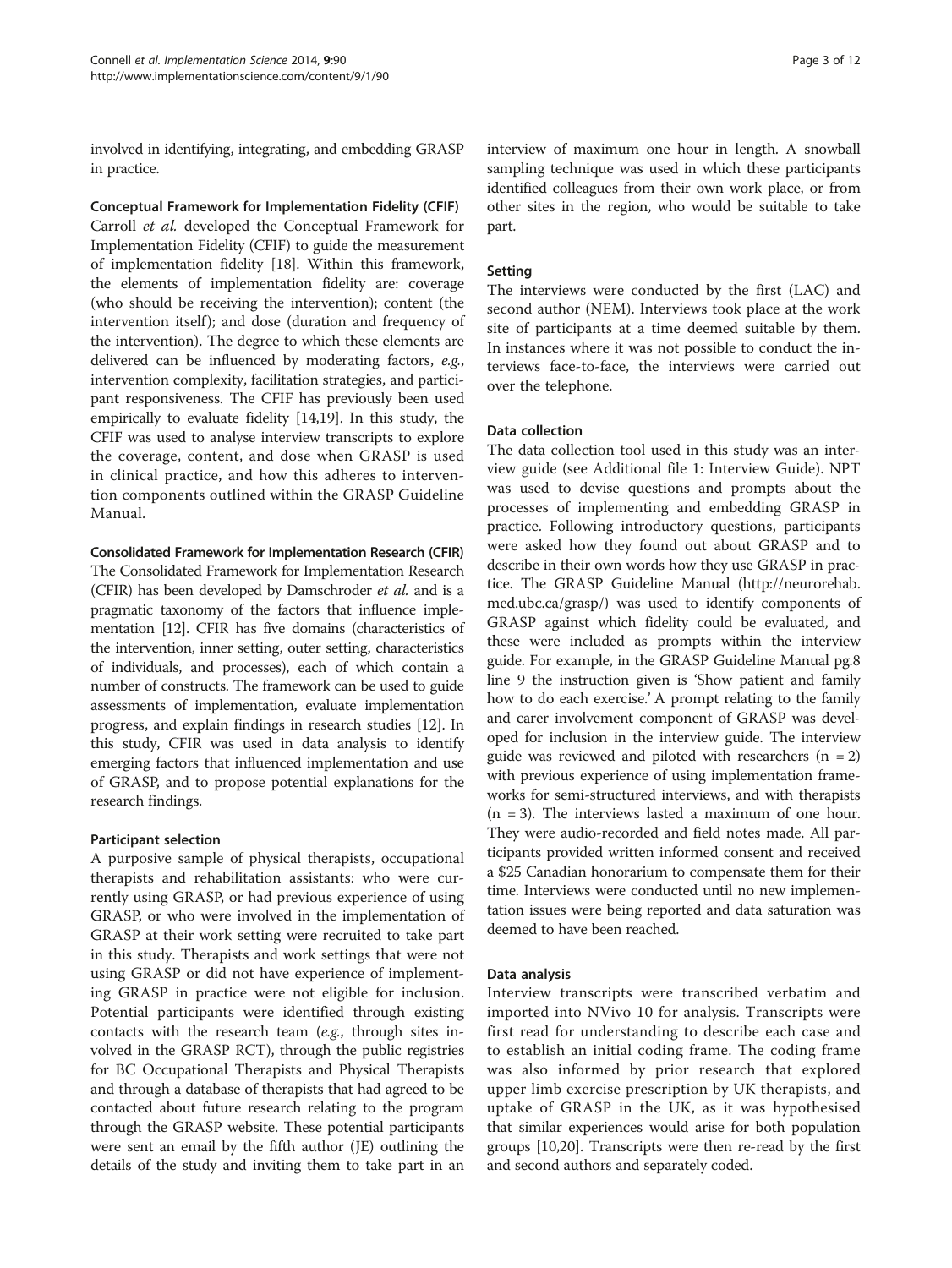involved in identifying, integrating, and embedding GRASP in practice.

### Conceptual Framework for Implementation Fidelity (CFIF)

Carroll *et al.* developed the Conceptual Framework for Implementation Fidelity (CFIF) to guide the measurement of implementation fidelity [18]. Within this framework, the elements of implementation fidelity are: coverage (who should be receiving the intervention); content (the intervention itself); and dose (duration and frequency of the intervention). The degree to which these elements are delivered can be influenced by moderating factors, *e.g.*, intervention complexity, facilitation strategies, and participant responsiveness. The CFIF has previously been used empirically to evaluate fidelity [14,19]. In this study, the CFIF was used to analyse interview transcripts to explore the coverage, content, and dose when GRASP is used in clinical practice, and how this adheres to intervention components outlined within the GRASP Guideline Manual.

### Consolidated Framework for Implementation Research (CFIR)

The Consolidated Framework for Implementation Research (CFIR) has been developed by Damschroder *et al.* and is a pragmatic taxonomy of the factors that influence implementation [12]. CFIR has five domains (characteristics of the intervention, inner setting, outer setting, characteristics of individuals, and processes), each of which contain a number of constructs. The framework can be used to guide assessments of implementation, evaluate implementation progress, and explain findings in research studies [12]. In this study, CFIR was used in data analysis to identify emerging factors that influenced implementation and use of GRASP, and to propose potential explanations for the research findings.

### Participant selection

A purposive sample of physical therapists, occupational therapists and rehabilitation assistants: who were currently using GRASP, or had previous experience of using GRASP, or who were involved in the implementation of GRASP at their work setting were recruited to take part in this study. Therapists and work settings that were not using GRASP or did not have experience of implementing GRASP in practice were not eligible for inclusion. Potential participants were identified through existing contacts with the research team (*e.g.*, through sites involved in the GRASP RCT), through the public registries for BC Occupational Therapists and Physical Therapists and through a database of therapists that had agreed to be contacted about future research relating to the program through the GRASP website. These potential participants were sent an email by the fifth author (JE) outlining the details of the study and inviting them to take part in an interview of maximum one hour in length. A snowball sampling technique was used in which these participants identified colleagues from their own work place, or from other sites in the region, who would be suitable to take part.

### Setting

The interviews were conducted by the first (LAC) and second author (NEM). Interviews took place at the work site of participants at a time deemed suitable by them. In instances where it was not possible to conduct the interviews face-to-face, the interviews were carried out over the telephone.

### Data collection

The data collection tool used in this study was an interview guide (see Additional file 1: Interview Guide). NPT was used to devise questions and prompts about the processes of implementing and embedding GRASP in practice. Following introductory questions, participants were asked how they found out about GRASP and to describe in their own words how they use GRASP in practice. The GRASP Guideline Manual (http://neurorehab.med.ubc.ca/grasp/) was used to identify components of GRASP against which fidelity could be evaluated, and these were included as prompts within the interview guide. For example, in the GRASP Guideline Manual pg.8 line 9 the instruction given is 'Show patient and family how to do each exercise.' A prompt relating to the family and carer involvement component of GRASP was developed for inclusion in the interview guide. The interview guide was reviewed and piloted with researchers (n = 2) with previous experience of using implementation frameworks for semi-structured interviews, and with therapists (n = 3). The interviews lasted a maximum of one hour. They were audio-recorded and field notes made. All participants provided written informed consent and received a $25 Canadian honorarium to compensate them for their time. Interviews were conducted until no new implementation issues were being reported and data saturation was deemed to have been reached.

### Data analysis

Interview transcripts were transcribed verbatim and imported into NVivo 10 for analysis. Transcripts were first read for understanding to describe each case and to establish an initial coding frame. The coding frame was also informed by prior research that explored upper limb exercise prescription by UK therapists, and uptake of GRASP in the UK, as it was hypothesised that similar experiences would arise for both population groups [10,20]. Transcripts were then re-read by the first and second authors and separately coded.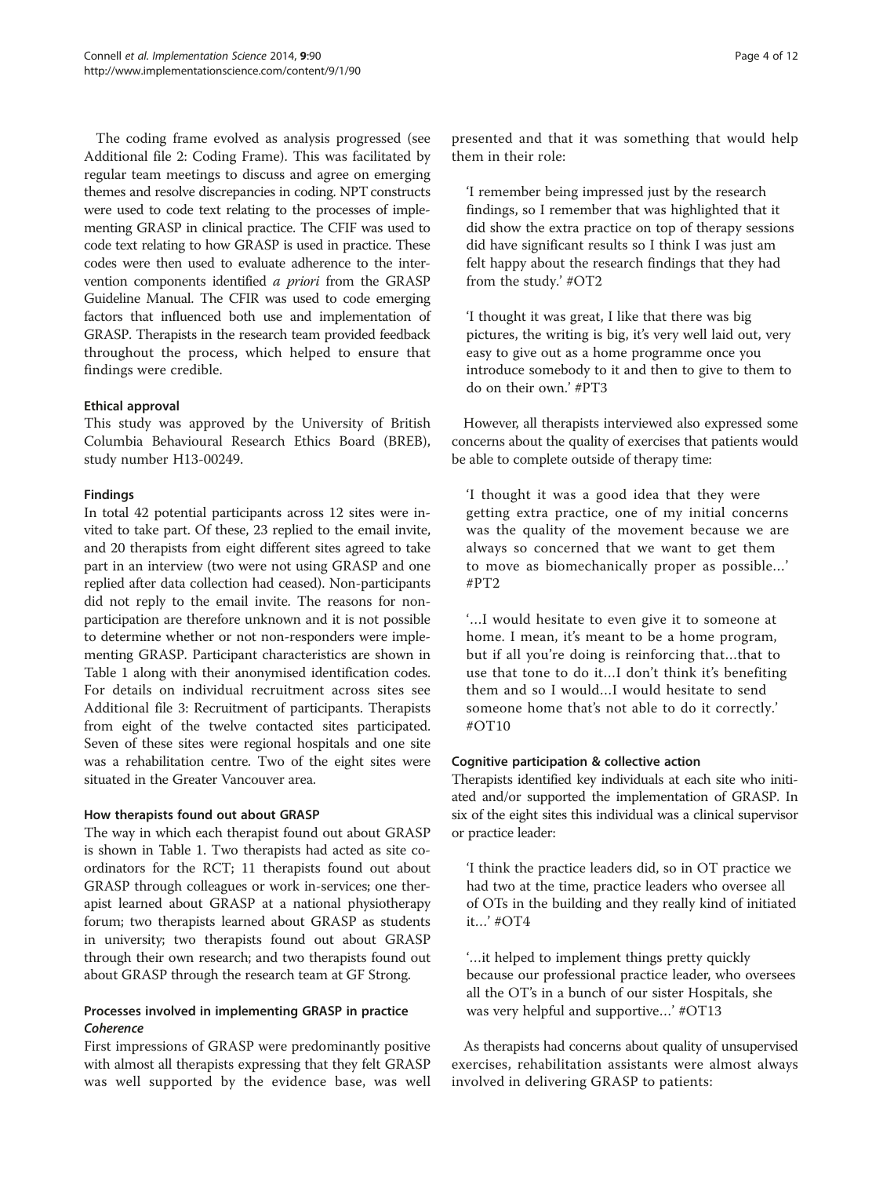The coding frame evolved as analysis progressed (see Additional file 2: Coding Frame). This was facilitated by regular team meetings to discuss and agree on emerging themes and resolve discrepancies in coding. NPT constructs were used to code text relating to the processes of implementing GRASP in clinical practice. The CFIF was used to code text relating to how GRASP is used in practice. These codes were then used to evaluate adherence to the intervention components identified *a priori* from the GRASP Guideline Manual. The CFIR was used to code emerging factors that influenced both use and implementation of GRASP. Therapists in the research team provided feedback throughout the process, which helped to ensure that findings were credible.

#### Ethical approval

This study was approved by the University of British Columbia Behavioural Research Ethics Board (BREB), study number H13-00249.

#### Findings

In total 42 potential participants across 12 sites were invited to take part. Of these, 23 replied to the email invite, and 20 therapists from eight different sites agreed to take part in an interview (two were not using GRASP and one replied after data collection had ceased). Non-participants did not reply to the email invite. The reasons for non-participation are therefore unknown and it is not possible to determine whether or not non-responders were implementing GRASP. Participant characteristics are shown in Table 1 along with their anonymised identification codes. For details on individual recruitment across sites see Additional file 3: Recruitment of participants. Therapists from eight of the twelve contacted sites participated. Seven of these sites were regional hospitals and one site was a rehabilitation centre. Two of the eight sites were situated in the Greater Vancouver area.

#### How therapists found out about GRASP

The way in which each therapist found out about GRASP is shown in Table 1. Two therapists had acted as site co-ordinators for the RCT; 11 therapists found out about GRASP through colleagues or work in-services; one therapist learned about GRASP at a national physiotherapy forum; two therapists learned about GRASP as students in university; two therapists found out about GRASP through their own research; and two therapists found out about GRASP through the research team at GF Strong.

#### Processes involved in implementing GRASP in practice

##### *Coherence*

First impressions of GRASP were predominantly positive with almost all therapists expressing that they felt GRASP was well supported by the evidence base, was well presented and that it was something that would help them in their role:

> 'I remember being impressed just by the research findings, so I remember that was highlighted that it did show the extra practice on top of therapy sessions did have significant results so I think I was just am felt happy about the research findings that they had from the study.' #OT2

> 'I thought it was great, I like that there was big pictures, the writing is big, it's very well laid out, very easy to give out as a home programme once you introduce somebody to it and then to give to them to do on their own.' #PT3

However, all therapists interviewed also expressed some concerns about the quality of exercises that patients would be able to complete outside of therapy time:

> 'I thought it was a good idea that they were getting extra practice, one of my initial concerns was the quality of the movement because we are always so concerned that we want to get them to move as biomechanically proper as possible…' #PT2

> '…I would hesitate to even give it to someone at home. I mean, it's meant to be a home program, but if all you're doing is reinforcing that…that to use that tone to do it…I don't think it's benefiting them and so I would…I would hesitate to send someone home that's not able to do it correctly.' #OT10

#### Cognitive participation & collective action

Therapists identified key individuals at each site who initiated and/or supported the implementation of GRASP. In six of the eight sites this individual was a clinical supervisor or practice leader:

> 'I think the practice leaders did, so in OT practice we had two at the time, practice leaders who oversee all of OTs in the building and they really kind of initiated it…' #OT4

> '…it helped to implement things pretty quickly because our professional practice leader, who oversees all the OT's in a bunch of our sister Hospitals, she was very helpful and supportive…' #OT13

As therapists had concerns about quality of unsupervised exercises, rehabilitation assistants were almost always involved in delivering GRASP to patients: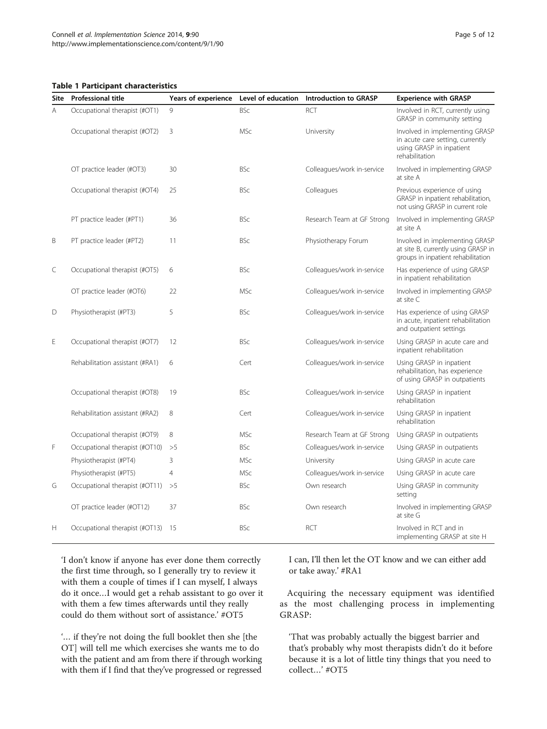**Table 1 Participant characteristics**

| Site | Professional title | Years of experience | Level of education | Introduction to GRASP | Experience with GRASP |
|---|---|---|---|---|---|
| A | Occupational therapist (#OT1) | 9 | BSc | RCT | Involved in RCT, currently using GRASP in community setting |
| | Occupational therapist (#OT2) | 3 | MSc | University | Involved in implementing GRASP in acute care setting, currently using GRASP in inpatient rehabilitation |
| | OT practice leader (#OT3) | 30 | BSc | Colleagues/work in-service | Involved in implementing GRASP at site A |
| | Occupational therapist (#OT4) | 25 | BSc | Colleagues | Previous experience of using GRASP in inpatient rehabilitation, not using GRASP in current role |
| | PT practice leader (#PT1) | 36 | BSc | Research Team at GF Strong | Involved in implementing GRASP at site A |
| B | PT practice leader (#PT2) | 11 | BSc | Physiotherapy Forum | Involved in implementing GRASP at site B, currently using GRASP in groups in inpatient rehabilitation |
| C | Occupational therapist (#OT5) | 6 | BSc | Colleagues/work in-service | Has experience of using GRASP in inpatient rehabilitation |
| | OT practice leader (#OT6) | 22 | MSc | Colleagues/work in-service | Involved in implementing GRASP at site C |
| D | Physiotherapist (#PT3) | 5 | BSc | Colleagues/work in-service | Has experience of using GRASP in acute, inpatient rehabilitation and outpatient settings |
| E | Occupational therapist (#OT7) | 12 | BSc | Colleagues/work in-service | Using GRASP in acute care and inpatient rehabilitation |
| | Rehabilitation assistant (#RA1) | 6 | Cert | Colleagues/work in-service | Using GRASP in inpatient rehabilitation, has experience of using GRASP in outpatients |
| | Occupational therapist (#OT8) | 19 | BSc | Colleagues/work in-service | Using GRASP in inpatient rehabilitation |
| | Rehabilitation assistant (#RA2) | 8 | Cert | Colleagues/work in-service | Using GRASP in inpatient rehabilitation |
| | Occupational therapist (#OT9) | 8 | MSc | Research Team at GF Strong | Using GRASP in outpatients |
| F | Occupational therapist (#OT10) | >5 | BSc | Colleagues/work in-service | Using GRASP in outpatients |
| | Physiotherapist (#PT4) | 3 | MSc | University | Using GRASP in acute care |
| | Physiotherapist (#PT5) | 4 | MSc | Colleagues/work in-service | Using GRASP in acute care |
| G | Occupational therapist (#OT11) | >5 | BSc | Own research | Using GRASP in community setting |
| | OT practice leader (#OT12) | 37 | BSc | Own research | Involved in implementing GRASP at site G |
| H | Occupational therapist (#OT13) | 15 | BSc | RCT | Involved in RCT and in implementing GRASP at site H |

> 'I don't know if anyone has ever done them correctly the first time through, so I generally try to review it with them a couple of times if I can myself, I always do it once…I would get a rehab assistant to go over it with them a few times afterwards until they really could do them without sort of assistance.' #OT5

> '… if they're not doing the full booklet then she [the OT] will tell me which exercises she wants me to do with the patient and am from there if through working with them if I find that they've progressed or regressed I can, I'll then let the OT know and we can either add or take away.' #RA1

Acquiring the necessary equipment was identified as the most challenging process in implementing GRASP:

> 'That was probably actually the biggest barrier and that's probably why most therapists didn't do it before because it is a lot of little tiny things that you need to collect…' #OT5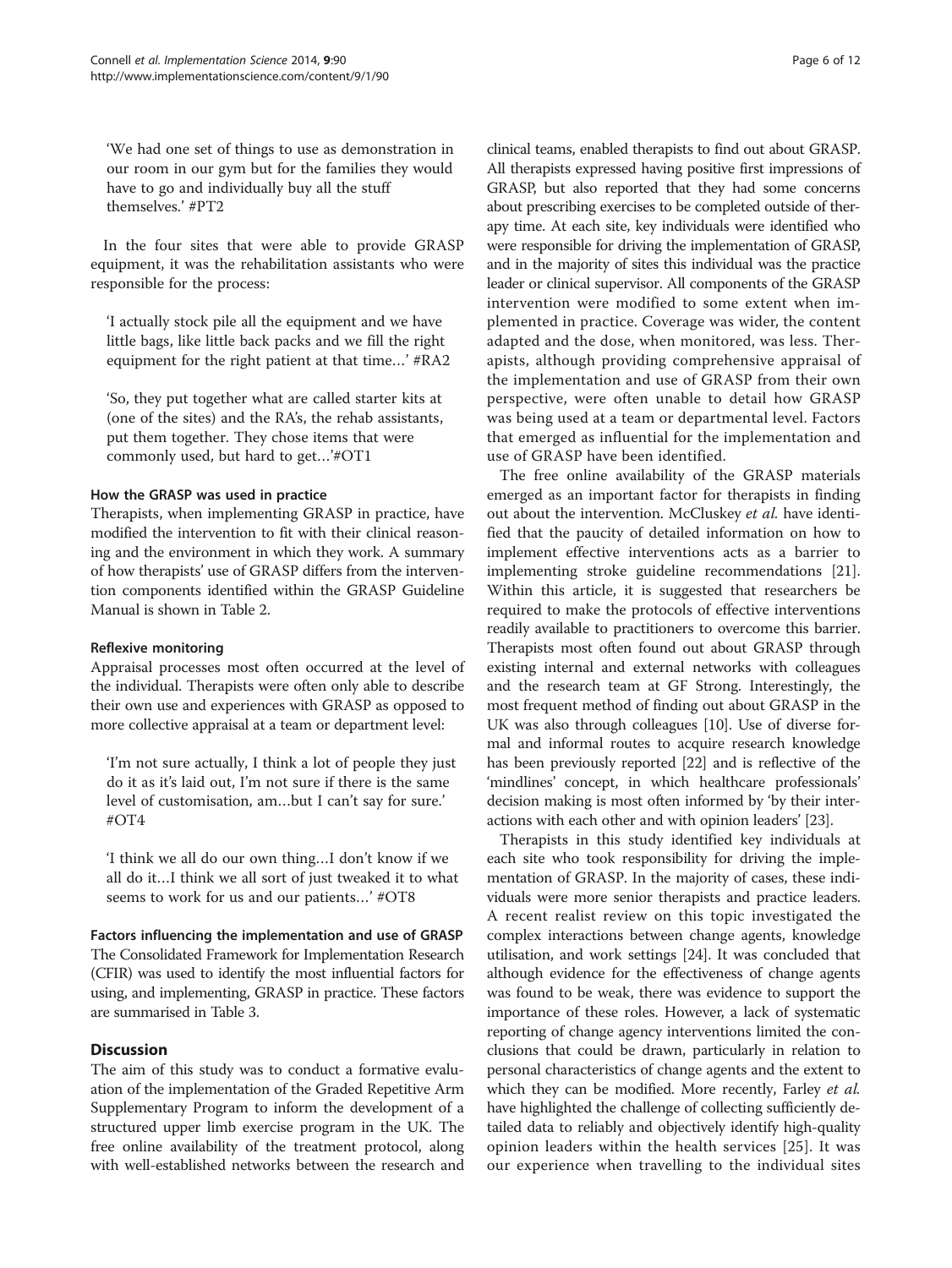'We had one set of things to use as demonstration in our room in our gym but for the families they would have to go and individually buy all the stuff themselves.' #PT2

In the four sites that were able to provide GRASP equipment, it was the rehabilitation assistants who were responsible for the process:

'I actually stock pile all the equipment and we have little bags, like little back packs and we fill the right equipment for the right patient at that time…' #RA2

'So, they put together what are called starter kits at (one of the sites) and the RA's, the rehab assistants, put them together. They chose items that were commonly used, but hard to get…'#OT1

#### How the GRASP was used in practice

Therapists, when implementing GRASP in practice, have modified the intervention to fit with their clinical reasoning and the environment in which they work. A summary of how therapists' use of GRASP differs from the intervention components identified within the GRASP Guideline Manual is shown in Table 2.

#### Reflexive monitoring

Appraisal processes most often occurred at the level of the individual. Therapists were often only able to describe their own use and experiences with GRASP as opposed to more collective appraisal at a team or department level:

'I'm not sure actually, I think a lot of people they just do it as it's laid out, I'm not sure if there is the same level of customisation, am…but I can't say for sure.' #OT4

'I think we all do our own thing…I don't know if we all do it…I think we all sort of just tweaked it to what seems to work for us and our patients…' #OT8

#### Factors influencing the implementation and use of GRASP

The Consolidated Framework for Implementation Research (CFIR) was used to identify the most influential factors for using, and implementing, GRASP in practice. These factors are summarised in Table 3.

## Discussion

The aim of this study was to conduct a formative evaluation of the implementation of the Graded Repetitive Arm Supplementary Program to inform the development of a structured upper limb exercise program in the UK. The free online availability of the treatment protocol, along with well-established networks between the research and clinical teams, enabled therapists to find out about GRASP. All therapists expressed having positive first impressions of GRASP, but also reported that they had some concerns about prescribing exercises to be completed outside of therapy time. At each site, key individuals were identified who were responsible for driving the implementation of GRASP, and in the majority of sites this individual was the practice leader or clinical supervisor. All components of the GRASP intervention were modified to some extent when implemented in practice. Coverage was wider, the content adapted and the dose, when monitored, was less. Therapists, although providing comprehensive appraisal of the implementation and use of GRASP from their own perspective, were often unable to detail how GRASP was being used at a team or departmental level. Factors that emerged as influential for the implementation and use of GRASP have been identified.

The free online availability of the GRASP materials emerged as an important factor for therapists in finding out about the intervention. McCluskey *et al.* have identified that the paucity of detailed information on how to implement effective interventions acts as a barrier to implementing stroke guideline recommendations [21]. Within this article, it is suggested that researchers be required to make the protocols of effective interventions readily available to practitioners to overcome this barrier. Therapists most often found out about GRASP through existing internal and external networks with colleagues and the research team at GF Strong. Interestingly, the most frequent method of finding out about GRASP in the UK was also through colleagues [10]. Use of diverse formal and informal routes to acquire research knowledge has been previously reported [22] and is reflective of the 'mindlines' concept, in which healthcare professionals' decision making is most often informed by 'by their interactions with each other and with opinion leaders' [23].

Therapists in this study identified key individuals at each site who took responsibility for driving the implementation of GRASP. In the majority of cases, these individuals were more senior therapists and practice leaders. A recent realist review on this topic investigated the complex interactions between change agents, knowledge utilisation, and work settings [24]. It was concluded that although evidence for the effectiveness of change agents was found to be weak, there was evidence to support the importance of these roles. However, a lack of systematic reporting of change agency interventions limited the conclusions that could be drawn, particularly in relation to personal characteristics of change agents and the extent to which they can be modified. More recently, Farley *et al.* have highlighted the challenge of collecting sufficiently detailed data to reliably and objectively identify high-quality opinion leaders within the health services [25]. It was our experience when travelling to the individual sites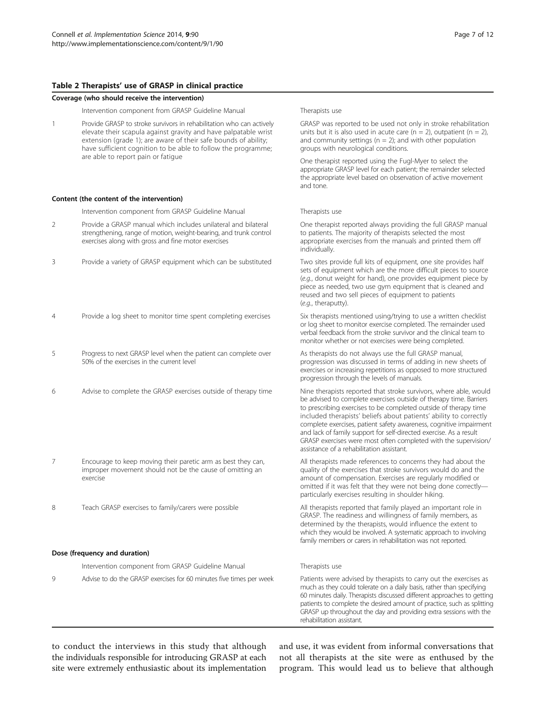**Table 2 Therapists' use of GRASP in clinical practice**

| | Intervention component from GRASP Guideline Manual | Therapists use |
|---|---|---|
| **Coverage (who should receive the intervention)** | | |
| 1 | Provide GRASP to stroke survivors in rehabilitation who can actively elevate their scapula against gravity and have palpatable wrist extension (grade 1); are aware of their safe bounds of ability; have sufficient cognition to be able to follow the programme; are able to report pain or fatigue | GRASP was reported to be used not only in stroke rehabilitation units but it is also used in acute care (n = 2), outpatient (n = 2), and community settings (n = 2); and with other population groups with neurological conditions. One therapist reported using the Fugl-Myer to select the appropriate GRASP level for each patient; the remainder selected the appropriate level based on observation of active movement and tone. |
| **Content (the content of the intervention)** | | |
| 2 | Provide a GRASP manual which includes unilateral and bilateral strengthening, range of motion, weight-bearing, and trunk control exercises along with gross and fine motor exercises | One therapist reported always providing the full GRASP manual to patients. The majority of therapists selected the most appropriate exercises from the manuals and printed them off individually. |
| 3 | Provide a variety of GRASP equipment which can be substituted | Two sites provide full kits of equipment, one site provides half sets of equipment which are the more difficult pieces to source (*e.g.*, donut weight for hand), one provides equipment piece by piece as needed, two use gym equipment that is cleaned and reused and two sell pieces of equipment to patients (*e.g.*, theraputty). |
| 4 | Provide a log sheet to monitor time spent completing exercises | Six therapists mentioned using/trying to use a written checklist or log sheet to monitor exercise completed. The remainder used verbal feedback from the stroke survivor and the clinical team to monitor whether or not exercises were being completed. |
| 5 | Progress to next GRASP level when the patient can complete over 50% of the exercises in the current level | As therapists do not always use the full GRASP manual, progression was discussed in terms of adding in new sheets of exercises or increasing repetitions as opposed to more structured progression through the levels of manuals. |
| 6 | Advise to complete the GRASP exercises outside of therapy time | Nine therapists reported that stroke survivors, where able, would be advised to complete exercises outside of therapy time. Barriers to prescribing exercises to be completed outside of therapy time included therapists' beliefs about patients' ability to correctly complete exercises, patient safety awareness, cognitive impairment and lack of family support for self-directed exercise. As a result GRASP exercises were most often completed with the supervision/assistance of a rehabilitation assistant. |
| 7 | Encourage to keep moving their paretic arm as best they can, improper movement should not be the cause of omitting an exercise | All therapists made references to concerns they had about the quality of the exercises that stroke survivors would do and the amount of compensation. Exercises are regularly modified or omitted if it was felt that they were not being done correctly—particularly exercises resulting in shoulder hiking. |
| 8 | Teach GRASP exercises to family/carers were possible | All therapists reported that family played an important role in GRASP. The readiness and willingness of family members, as determined by the therapists, would influence the extent to which they would be involved. A systematic approach to involving family members or carers in rehabilitation was not reported. |
| **Dose (frequency and duration)** | | |
| 9 | Advise to do the GRASP exercises for 60 minutes five times per week | Patients were advised by therapists to carry out the exercises as much as they could tolerate on a daily basis, rather than specifying 60 minutes daily. Therapists discussed different approaches to getting patients to complete the desired amount of practice, such as splitting GRASP up throughout the day and providing extra sessions with the rehabilitation assistant. |

to conduct the interviews in this study that although the individuals responsible for introducing GRASP at each site were extremely enthusiastic about its implementation and use, it was evident from informal conversations that not all therapists at the site were as enthused by the program. This would lead us to believe that although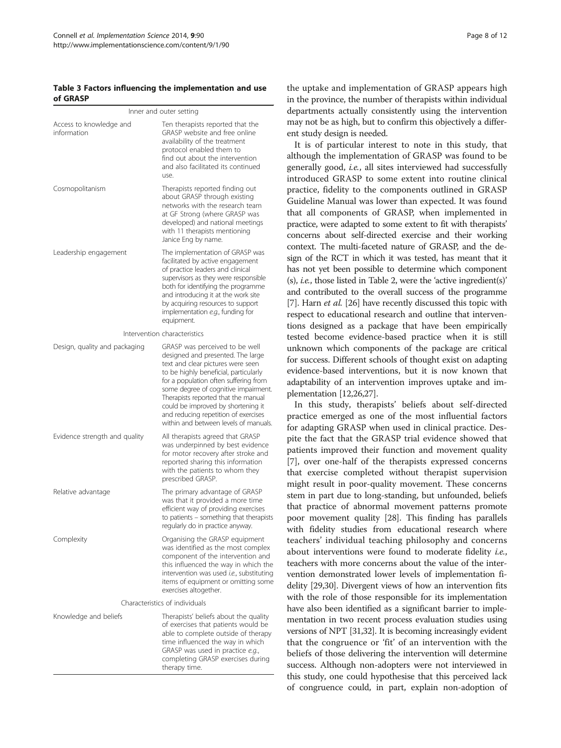**Table 3 Factors influencing the implementation and use of GRASP**

| | |
|---|---|
| **Inner and outer setting** | |
| Access to knowledge and information | Ten therapists reported that the GRASP website and free online availability of the treatment protocol enabled them to find out about the intervention and also facilitated its continued use. |
| Cosmopolitanism | Therapists reported finding out about GRASP through existing networks with the research team at GF Strong (where GRASP was developed) and national meetings with 11 therapists mentioning Janice Eng by name. |
| Leadership engagement | The implementation of GRASP was facilitated by active engagement of practice leaders and clinical supervisors as they were responsible both for identifying the programme and introducing it at the work site by acquiring resources to support implementation *e.g.*, funding for equipment. |
| **Intervention characteristics** | |
| Design, quality and packaging | GRASP was perceived to be well designed and presented. The large text and clear pictures were seen to be highly beneficial, particularly for a population often suffering from some degree of cognitive impairment. Therapists reported that the manual could be improved by shortening it and reducing repetition of exercises within and between levels of manuals. |
| Evidence strength and quality | All therapists agreed that GRASP was underpinned by best evidence for motor recovery after stroke and reported sharing this information with the patients to whom they prescribed GRASP. |
| Relative advantage | The primary advantage of GRASP was that it provided a more time efficient way of providing exercises to patients – something that therapists regularly do in practice anyway. |
| Complexity | Organising the GRASP equipment was identified as the most complex component of the intervention and this influenced the way in which the intervention was used *i.e.*, substituting items of equipment or omitting some exercises altogether. |
| **Characteristics of individuals** | |
| Knowledge and beliefs | Therapists' beliefs about the quality of exercises that patients would be able to complete outside of therapy time influenced the way in which GRASP was used in practice *e.g.*, completing GRASP exercises during therapy time. |

the uptake and implementation of GRASP appears high in the province, the number of therapists within individual departments actually consistently using the intervention may not be as high, but to confirm this objectively a different study design is needed.

It is of particular interest to note in this study, that although the implementation of GRASP was found to be generally good, *i.e.*, all sites interviewed had successfully introduced GRASP to some extent into routine clinical practice, fidelity to the components outlined in GRASP Guideline Manual was lower than expected. It was found that all components of GRASP, when implemented in practice, were adapted to some extent to fit with therapists' concerns about self-directed exercise and their working context. The multi-faceted nature of GRASP, and the design of the RCT in which it was tested, has meant that it has not yet been possible to determine which component (s), *i.e.*, those listed in Table 2, were the 'active ingredient(s)' and contributed to the overall success of the programme [7]. Harn *et al.* [26] have recently discussed this topic with respect to educational research and outline that interventions designed as a package that have been empirically tested become evidence-based practice when it is still unknown which components of the package are critical for success. Different schools of thought exist on adapting evidence-based interventions, but it is now known that adaptability of an intervention improves uptake and implementation [12,26,27].

In this study, therapists' beliefs about self-directed practice emerged as one of the most influential factors for adapting GRASP when used in clinical practice. Despite the fact that the GRASP trial evidence showed that patients improved their function and movement quality [7], over one-half of the therapists expressed concerns that exercise completed without therapist supervision might result in poor-quality movement. These concerns stem in part due to long-standing, but unfounded, beliefs that practice of abnormal movement patterns promote poor movement quality [28]. This finding has parallels with fidelity studies from educational research where teachers' individual teaching philosophy and concerns about interventions were found to moderate fidelity *i.e.*, teachers with more concerns about the value of the intervention demonstrated lower levels of implementation fidelity [29,30]. Divergent views of how an intervention fits with the role of those responsible for its implementation have also been identified as a significant barrier to implementation in two recent process evaluation studies using versions of NPT [31,32]. It is becoming increasingly evident that the congruence or 'fit' of an intervention with the beliefs of those delivering the intervention will determine success. Although non-adopters were not interviewed in this study, one could hypothesise that this perceived lack of congruence could, in part, explain non-adoption of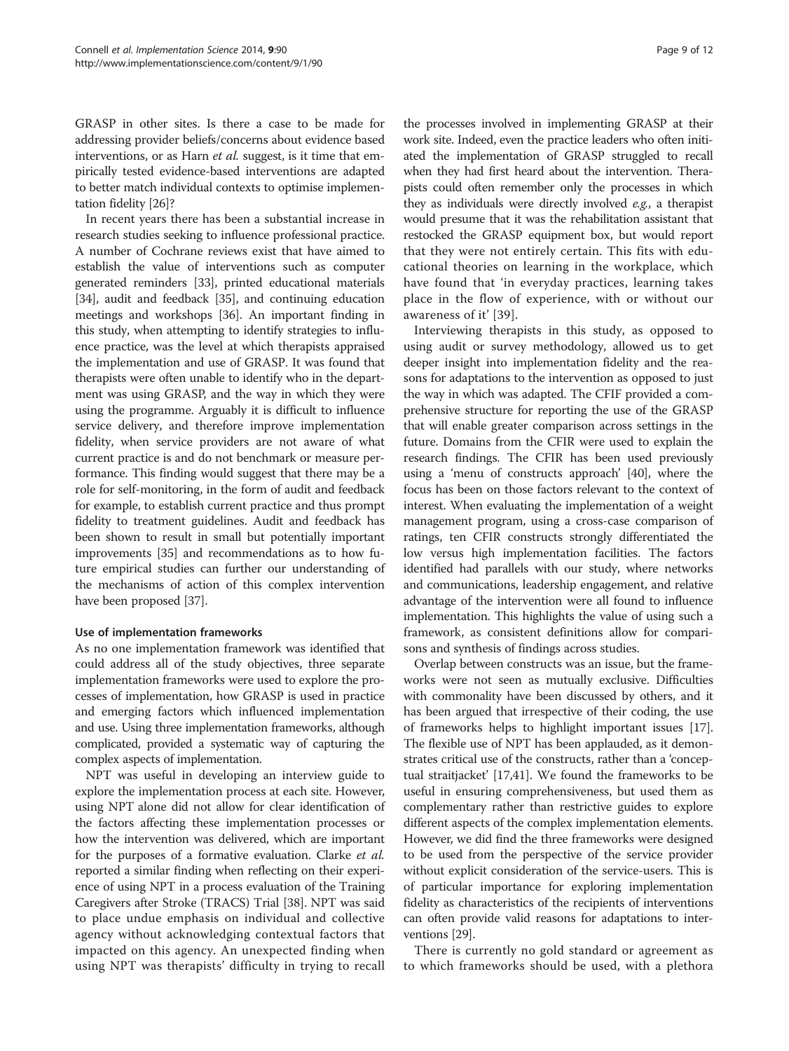GRASP in other sites. Is there a case to be made for addressing provider beliefs/concerns about evidence based interventions, or as Harn *et al.* suggest, is it time that empirically tested evidence-based interventions are adapted to better match individual contexts to optimise implementation fidelity [26]?

In recent years there has been a substantial increase in research studies seeking to influence professional practice. A number of Cochrane reviews exist that have aimed to establish the value of interventions such as computer generated reminders [33], printed educational materials [34], audit and feedback [35], and continuing education meetings and workshops [36]. An important finding in this study, when attempting to identify strategies to influence practice, was the level at which therapists appraised the implementation and use of GRASP. It was found that therapists were often unable to identify who in the department was using GRASP, and the way in which they were using the programme. Arguably it is difficult to influence service delivery, and therefore improve implementation fidelity, when service providers are not aware of what current practice is and do not benchmark or measure performance. This finding would suggest that there may be a role for self-monitoring, in the form of audit and feedback for example, to establish current practice and thus prompt fidelity to treatment guidelines. Audit and feedback has been shown to result in small but potentially important improvements [35] and recommendations as to how future empirical studies can further our understanding of the mechanisms of action of this complex intervention have been proposed [37].

#### Use of implementation frameworks

As no one implementation framework was identified that could address all of the study objectives, three separate implementation frameworks were used to explore the processes of implementation, how GRASP is used in practice and emerging factors which influenced implementation and use. Using three implementation frameworks, although complicated, provided a systematic way of capturing the complex aspects of implementation.

NPT was useful in developing an interview guide to explore the implementation process at each site. However, using NPT alone did not allow for clear identification of the factors affecting these implementation processes or how the intervention was delivered, which are important for the purposes of a formative evaluation. Clarke *et al.* reported a similar finding when reflecting on their experience of using NPT in a process evaluation of the Training Caregivers after Stroke (TRACS) Trial [38]. NPT was said to place undue emphasis on individual and collective agency without acknowledging contextual factors that impacted on this agency. An unexpected finding when using NPT was therapists' difficulty in trying to recall the processes involved in implementing GRASP at their work site. Indeed, even the practice leaders who often initiated the implementation of GRASP struggled to recall when they had first heard about the intervention. Therapists could often remember only the processes in which they as individuals were directly involved *e.g.*, a therapist would presume that it was the rehabilitation assistant that restocked the GRASP equipment box, but would report that they were not entirely certain. This fits with educational theories on learning in the workplace, which have found that 'in everyday practices, learning takes place in the flow of experience, with or without our awareness of it' [39].

Interviewing therapists in this study, as opposed to using audit or survey methodology, allowed us to get deeper insight into implementation fidelity and the reasons for adaptations to the intervention as opposed to just the way in which was adapted. The CFIF provided a comprehensive structure for reporting the use of the GRASP that will enable greater comparison across settings in the future. Domains from the CFIR were used to explain the research findings. The CFIR has been used previously using a 'menu of constructs approach' [40], where the focus has been on those factors relevant to the context of interest. When evaluating the implementation of a weight management program, using a cross-case comparison of ratings, ten CFIR constructs strongly differentiated the low versus high implementation facilities. The factors identified had parallels with our study, where networks and communications, leadership engagement, and relative advantage of the intervention were all found to influence implementation. This highlights the value of using such a framework, as consistent definitions allow for comparisons and synthesis of findings across studies.

Overlap between constructs was an issue, but the frameworks were not seen as mutually exclusive. Difficulties with commonality have been discussed by others, and it has been argued that irrespective of their coding, the use of frameworks helps to highlight important issues [17]. The flexible use of NPT has been applauded, as it demonstrates critical use of the constructs, rather than a 'conceptual straitjacket' [17,41]. We found the frameworks to be useful in ensuring comprehensiveness, but used them as complementary rather than restrictive guides to explore different aspects of the complex implementation elements. However, we did find the three frameworks were designed to be used from the perspective of the service provider without explicit consideration of the service-users. This is of particular importance for exploring implementation fidelity as characteristics of the recipients of interventions can often provide valid reasons for adaptations to interventions [29].

There is currently no gold standard or agreement as to which frameworks should be used, with a plethora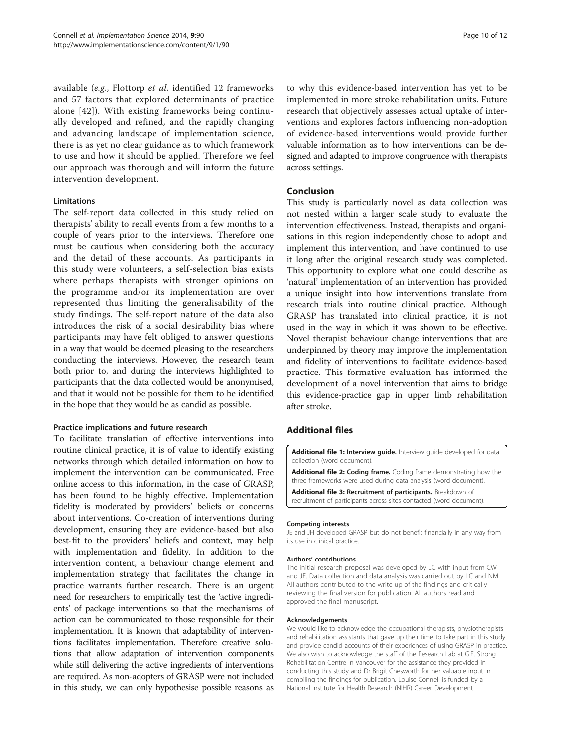available (*e.g.*, Flottorp *et al.* identified 12 frameworks and 57 factors that explored determinants of practice alone [42]). With existing frameworks being continually developed and refined, and the rapidly changing and advancing landscape of implementation science, there is as yet no clear guidance as to which framework to use and how it should be applied. Therefore we feel our approach was thorough and will inform the future intervention development.

#### Limitations

The self-report data collected in this study relied on therapists' ability to recall events from a few months to a couple of years prior to the interviews. Therefore one must be cautious when considering both the accuracy and the detail of these accounts. As participants in this study were volunteers, a self-selection bias exists where perhaps therapists with stronger opinions on the programme and/or its implementation are over represented thus limiting the generalisability of the study findings. The self-report nature of the data also introduces the risk of a social desirability bias where participants may have felt obliged to answer questions in a way that would be deemed pleasing to the researchers conducting the interviews. However, the research team both prior to, and during the interviews highlighted to participants that the data collected would be anonymised, and that it would not be possible for them to be identified in the hope that they would be as candid as possible.

#### Practice implications and future research

To facilitate translation of effective interventions into routine clinical practice, it is of value to identify existing networks through which detailed information on how to implement the intervention can be communicated. Free online access to this information, in the case of GRASP, has been found to be highly effective. Implementation fidelity is moderated by providers' beliefs or concerns about interventions. Co-creation of interventions during development, ensuring they are evidence-based but also best-fit to the providers' beliefs and context, may help with implementation and fidelity. In addition to the intervention content, a behaviour change element and implementation strategy that facilitates the change in practice warrants further research. There is an urgent need for researchers to empirically test the 'active ingredients' of package interventions so that the mechanisms of action can be communicated to those responsible for their implementation. It is known that adaptability of interventions facilitates implementation. Therefore creative solutions that allow adaptation of intervention components while still delivering the active ingredients of interventions are required. As non-adopters of GRASP were not included in this study, we can only hypothesise possible reasons as to why this evidence-based intervention has yet to be implemented in more stroke rehabilitation units. Future research that objectively assesses actual uptake of interventions and explores factors influencing non-adoption of evidence-based interventions would provide further valuable information as to how interventions can be designed and adapted to improve congruence with therapists across settings.

## Conclusion

This study is particularly novel as data collection was not nested within a larger scale study to evaluate the intervention effectiveness. Instead, therapists and organisations in this region independently chose to adopt and implement this intervention, and have continued to use it long after the original research study was completed. This opportunity to explore what one could describe as 'natural' implementation of an intervention has provided a unique insight into how interventions translate from research trials into routine clinical practice. Although GRASP has translated into clinical practice, it is not used in the way in which it was shown to be effective. Novel therapist behaviour change interventions that are underpinned by theory may improve the implementation and fidelity of interventions to facilitate evidence-based practice. This formative evaluation has informed the development of a novel intervention that aims to bridge this evidence-practice gap in upper limb rehabilitation after stroke.

## Additional files

**Additional file 1: Interview guide.** Interview guide developed for data collection (word document).

**Additional file 2: Coding frame.** Coding frame demonstrating how the three frameworks were used during data analysis (word document).

**Additional file 3: Recruitment of participants.** Breakdown of recruitment of participants across sites contacted (word document).

#### Competing interests

JE and JH developed GRASP but do not benefit financially in any way from its use in clinical practice.

#### Authors' contributions

The initial research proposal was developed by LC with input from CW and JE. Data collection and data analysis was carried out by LC and NM. All authors contributed to the write up of the findings and critically reviewing the final version for publication. All authors read and approved the final manuscript.

#### Acknowledgements

We would like to acknowledge the occupational therapists, physiotherapists and rehabilitation assistants that gave up their time to take part in this study and provide candid accounts of their experiences of using GRASP in practice. We also wish to acknowledge the staff of the Research Lab at G.F. Strong Rehabilitation Centre in Vancouver for the assistance they provided in conducting this study and Dr Brigit Chesworth for her valuable input in compiling the findings for publication. Louise Connell is funded by a National Institute for Health Research (NIHR) Career Development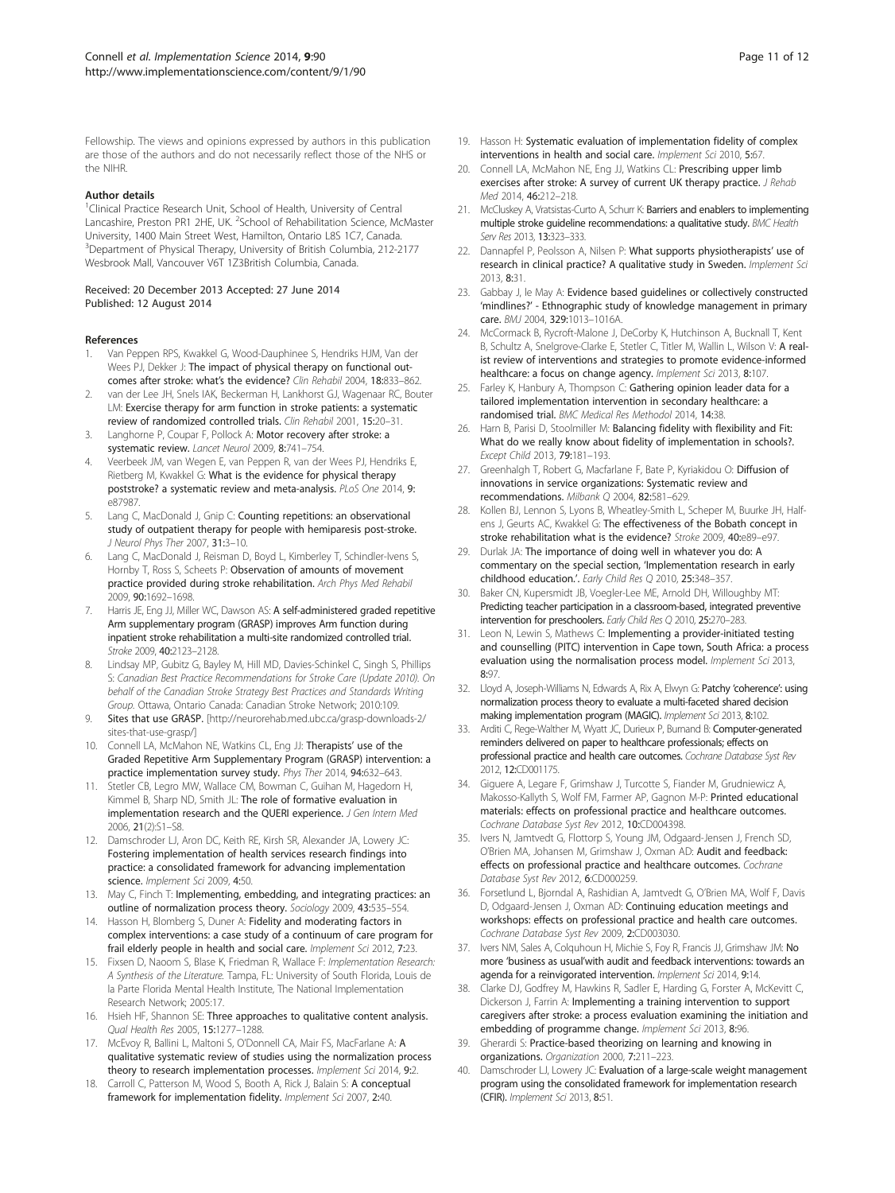Fellowship. The views and opinions expressed by authors in this publication are those of the authors and do not necessarily reflect those of the NHS or the NIHR.

#### Author details

[1]Clinical Practice Research Unit, School of Health, University of Central Lancashire, Preston PR1 2HE, UK. [2]School of Rehabilitation Science, McMaster University, 1400 Main Street West, Hamilton, Ontario L8S 1C7, Canada. [3]Department of Physical Therapy, University of British Columbia, 212-2177 Wesbrook Mall, Vancouver V6T 1Z3British Columbia, Canada.

Received: 20 December 2013 Accepted: 27 June 2014
Published: 12 August 2014

#### References

1. Van Peppen RPS, Kwakkel G, Wood-Dauphinee S, Hendriks HJM, Van der Wees PJ, Dekker J: **The impact of physical therapy on functional outcomes after stroke: what's the evidence?** *Clin Rehabil* 2004, **18:**833–862.
2. van der Lee JH, Snels IAK, Beckerman H, Lankhorst GJ, Wagenaar RC, Bouter LM: **Exercise therapy for arm function in stroke patients: a systematic review of randomized controlled trials.** *Clin Rehabil* 2001, **15:**20–31.
3. Langhorne P, Coupar F, Pollock A: **Motor recovery after stroke: a systematic review.** *Lancet Neurol* 2009, **8:**741–754.
4. Veerbeek JM, van Wegen E, van Peppen R, van der Wees PJ, Hendriks E, Rietberg M, Kwakkel G: **What is the evidence for physical therapy poststroke? a systematic review and meta-analysis.** *PLoS One* 2014, **9:** e87987.
5. Lang C, MacDonald J, Gnip C: **Counting repetitions: an observational study of outpatient therapy for people with hemiparesis post-stroke.** *J Neurol Phys Ther* 2007, **31:**3–10.
6. Lang C, MacDonald J, Reisman D, Boyd L, Kimberley T, Schindler-Ivens S, Hornby T, Ross S, Scheets P: **Observation of amounts of movement practice provided during stroke rehabilitation.** *Arch Phys Med Rehabil* 2009, **90:**1692–1698.
7. Harris JE, Eng JJ, Miller WC, Dawson AS: **A self-administered graded repetitive Arm supplementary program (GRASP) improves Arm function during inpatient stroke rehabilitation a multi-site randomized controlled trial.** *Stroke* 2009, **40:**2123–2128.
8. Lindsay MP, Gubitz G, Bayley M, Hill MD, Davies-Schinkel C, Singh S, Phillips S: *Canadian Best Practice Recommendations for Stroke Care (Update 2010). On behalf of the Canadian Stroke Strategy Best Practices and Standards Writing Group.* Ottawa, Ontario Canada: Canadian Stroke Network; 2010:109.
9. Sites that use GRASP. [http://neurorehab.med.ubc.ca/grasp-downloads-2/sites-that-use-grasp/]
10. Connell LA, McMahon NE, Watkins CL, Eng JJ: **Therapists' use of the Graded Repetitive Arm Supplementary Program (GRASP) intervention: a practice implementation survey study.** *Phys Ther* 2014, **94:**632–643.
11. Stetler CB, Legro MW, Wallace CM, Bowman C, Guihan M, Hagedorn H, Kimmel B, Sharp ND, Smith JL: **The role of formative evaluation in implementation research and the QUERI experience.** *J Gen Intern Med* 2006, **21**(2):S1–S8.
12. Damschroder LJ, Aron DC, Keith RE, Kirsh SR, Alexander JA, Lowery JC: **Fostering implementation of health services research findings into practice: a consolidated framework for advancing implementation science.** *Implement Sci* 2009, **4:**50.
13. May C, Finch T: **Implementing, embedding, and integrating practices: an outline of normalization process theory.** *Sociology* 2009, **43:**535–554.
14. Hasson H, Blomberg S, Duner A: **Fidelity and moderating factors in complex interventions: a case study of a continuum of care program for frail elderly people in health and social care.** *Implement Sci* 2012, **7:**23.
15. Fixsen D, Naoom S, Blase K, Friedman R, Wallace F: *Implementation Research: A Synthesis of the Literature.* Tampa, FL: University of South Florida, Louis de la Parte Florida Mental Health Institute, The National Implementation Research Network; 2005:17.
16. Hsieh HF, Shannon SE: **Three approaches to qualitative content analysis.** *Qual Health Res* 2005, **15:**1277–1288.
17. McEvoy R, Ballini L, Maltoni S, O'Donnell CA, Mair FS, MacFarlane A: **A qualitative systematic review of studies using the normalization process theory to research implementation processes.** *Implement Sci* 2014, **9:**2.
18. Carroll C, Patterson M, Wood S, Booth A, Rick J, Balain S: **A conceptual framework for implementation fidelity.** *Implement Sci* 2007, **2:**40.
19. Hasson H: **Systematic evaluation of implementation fidelity of complex interventions in health and social care.** *Implement Sci* 2010, **5:**67.
20. Connell LA, McMahon NE, Eng JJ, Watkins CL: **Prescribing upper limb exercises after stroke: A survey of current UK therapy practice.** *J Rehab Med* 2014, **46:**212–218.
21. McCluskey A, Vratsistas-Curto A, Schurr K: **Barriers and enablers to implementing multiple stroke guideline recommendations: a qualitative study.** *BMC Health Serv Res* 2013, **13:**323–333.
22. Dannapfel P, Peolsson A, Nilsen P: **What supports physiotherapists' use of research in clinical practice? A qualitative study in Sweden.** *Implement Sci* 2013, **8:**31.
23. Gabbay J, le May A: **Evidence based guidelines or collectively constructed 'mindlines?' - Ethnographic study of knowledge management in primary care.** *BMJ* 2004, **329:**1013–1016A.
24. McCormack B, Rycroft-Malone J, DeCorby K, Hutchinson A, Bucknall T, Kent B, Schultz A, Snelgrove-Clarke E, Stetler C, Titler M, Wallin L, Wilson V: **A realist review of interventions and strategies to promote evidence-informed healthcare: a focus on change agency.** *Implement Sci* 2013, **8:**107.
25. Farley K, Hanbury A, Thompson C: **Gathering opinion leader data for a tailored implementation intervention in secondary healthcare: a randomised trial.** *BMC Medical Res Methodol* 2014, **14:**38.
26. Harn B, Parisi D, Stoolmiller M: **Balancing fidelity with flexibility and Fit: What do we really know about fidelity of implementation in schools?.** *Except Child* 2013, **79:**181–193.
27. Greenhalgh T, Robert G, Macfarlane F, Bate P, Kyriakidou O: **Diffusion of innovations in service organizations: Systematic review and recommendations.** *Milbank Q* 2004, **82:**581–629.
28. Kollen BJ, Lennon S, Lyons B, Wheatley-Smith L, Scheper M, Buurke JH, Halfens J, Geurts AC, Kwakkel G: **The effectiveness of the Bobath concept in stroke rehabilitation what is the evidence?** *Stroke* 2009, **40:**e89–e97.
29. Durlak JA: **The importance of doing well in whatever you do: A commentary on the special section, 'Implementation research in early childhood education.'.** *Early Child Res Q* 2010, **25:**348–357.
30. Baker CN, Kupersmidt JB, Voegler-Lee ME, Arnold DH, Willoughby MT: **Predicting teacher participation in a classroom-based, integrated preventive intervention for preschoolers.** *Early Child Res Q* 2010, **25:**270–283.
31. Leon N, Lewin S, Mathews C: **Implementing a provider-initiated testing and counselling (PITC) intervention in Cape town, South Africa: a process evaluation using the normalisation process model.** *Implement Sci* 2013, **8:**97.
32. Lloyd A, Joseph-Williams N, Edwards A, Rix A, Elwyn G: **Patchy 'coherence': using normalization process theory to evaluate a multi-faceted shared decision making implementation program (MAGIC).** *Implement Sci* 2013, **8:**102.
33. Arditi C, Rege-Walther M, Wyatt JC, Durieux P, Burnand B: **Computer-generated reminders delivered on paper to healthcare professionals; effects on professional practice and health care outcomes.** *Cochrane Database Syst Rev* 2012, **12:**CD001175.
34. Giguere A, Legare F, Grimshaw J, Turcotte S, Fiander M, Grudniewicz A, Makosso-Kallyth S, Wolf FM, Farmer AP, Gagnon M-P: **Printed educational materials: effects on professional practice and healthcare outcomes.** *Cochrane Database Syst Rev* 2012, **10:**CD004398.
35. Ivers N, Jamtvedt G, Flottorp S, Young JM, Odgaard-Jensen J, French SD, O'Brien MA, Johansen M, Grimshaw J, Oxman AD: **Audit and feedback: effects on professional practice and healthcare outcomes.** *Cochrane Database Syst Rev* 2012, **6:**CD000259.
36. Forsetlund L, Bjorndal A, Rashidian A, Jamtvedt G, O'Brien MA, Wolf F, Davis D, Odgaard-Jensen J, Oxman AD: **Continuing education meetings and workshops: effects on professional practice and health care outcomes.** *Cochrane Database Syst Rev* 2009, **2:**CD003030.
37. Ivers NM, Sales A, Colquhoun H, Michie S, Foy R, Francis JJ, Grimshaw JM: **No more 'business as usual'with audit and feedback interventions: towards an agenda for a reinvigorated intervention.** *Implement Sci* 2014, **9:**14.
38. Clarke DJ, Godfrey M, Hawkins R, Sadler E, Harding G, Forster A, McKevitt C, Dickerson J, Farrin A: **Implementing a training intervention to support caregivers after stroke: a process evaluation examining the initiation and embedding of programme change.** *Implement Sci* 2013, **8:**96.
39. Gherardi S: **Practice-based theorizing on learning and knowing in organizations.** *Organization* 2000, **7:**211–223.
40. Damschroder LJ, Lowery JC: **Evaluation of a large-scale weight management program using the consolidated framework for implementation research (CFIR).** *Implement Sci* 2013, **8:**51.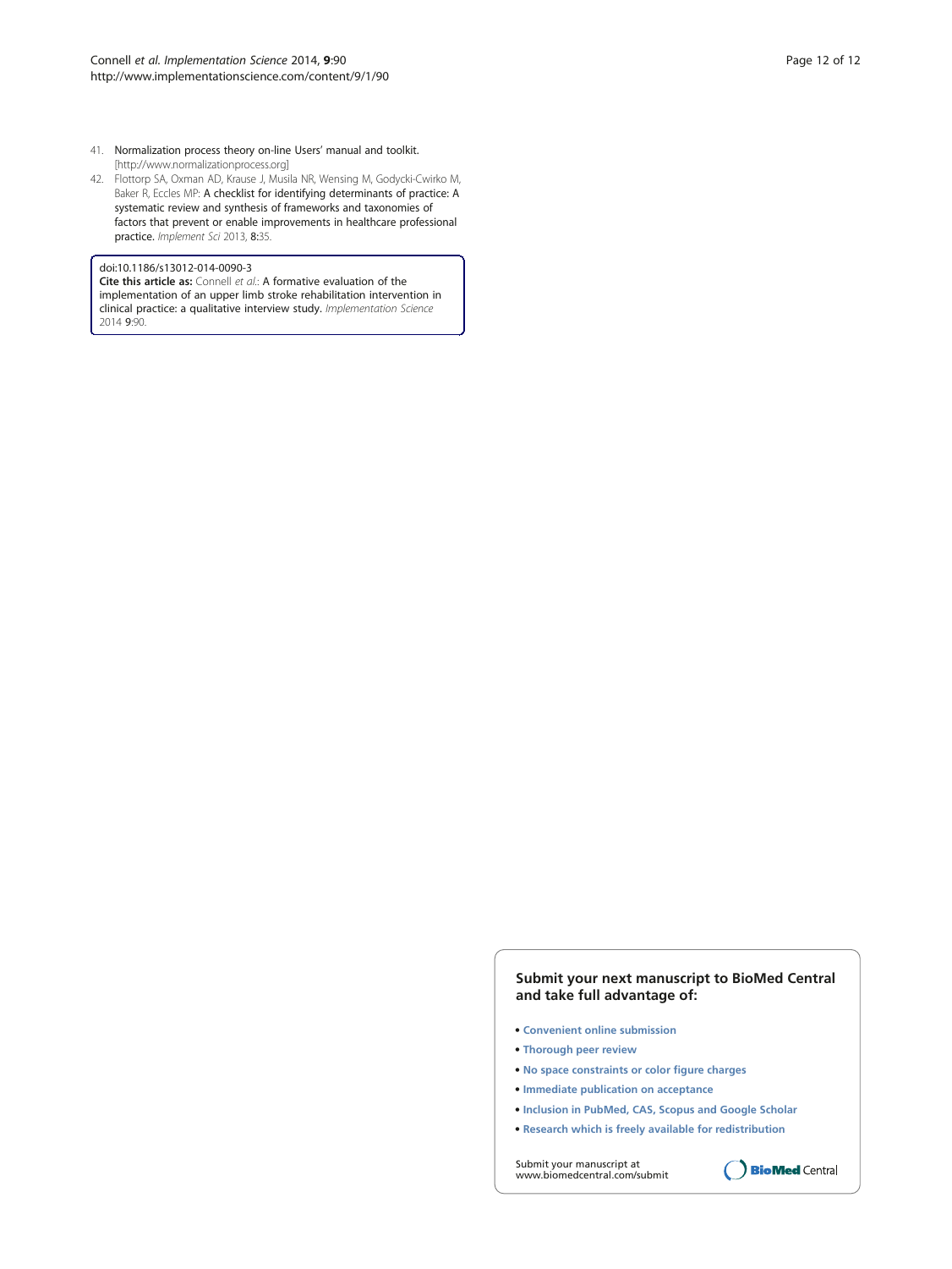41. Normalization process theory on-line Users' manual and toolkit. [http://www.normalizationprocess.org]
42. Flottorp SA, Oxman AD, Krause J, Musila NR, Wensing M, Godycki-Cwirko M, Baker R, Eccles MP: A checklist for identifying determinants of practice: A systematic review and synthesis of frameworks and taxonomies of factors that prevent or enable improvements in healthcare professional practice. *Implement Sci* 2013, **8**:35.

doi:10.1186/s13012-014-0090-3
**Cite this article as:** Connell *et al.*: A formative evaluation of the implementation of an upper limb stroke rehabilitation intervention in clinical practice: a qualitative interview study. *Implementation Science* 2014 **9**:90.

**Submit your next manuscript to BioMed Central and take full advantage of:**

- **Convenient online submission**
- **Thorough peer review**
- **No space constraints or color figure charges**
- **Immediate publication on acceptance**
- **Inclusion in PubMed, CAS, Scopus and Google Scholar**
- **Research which is freely available for redistribution**

Submit your manuscript at
www.biomedcentral.com/submit

BioMed Central